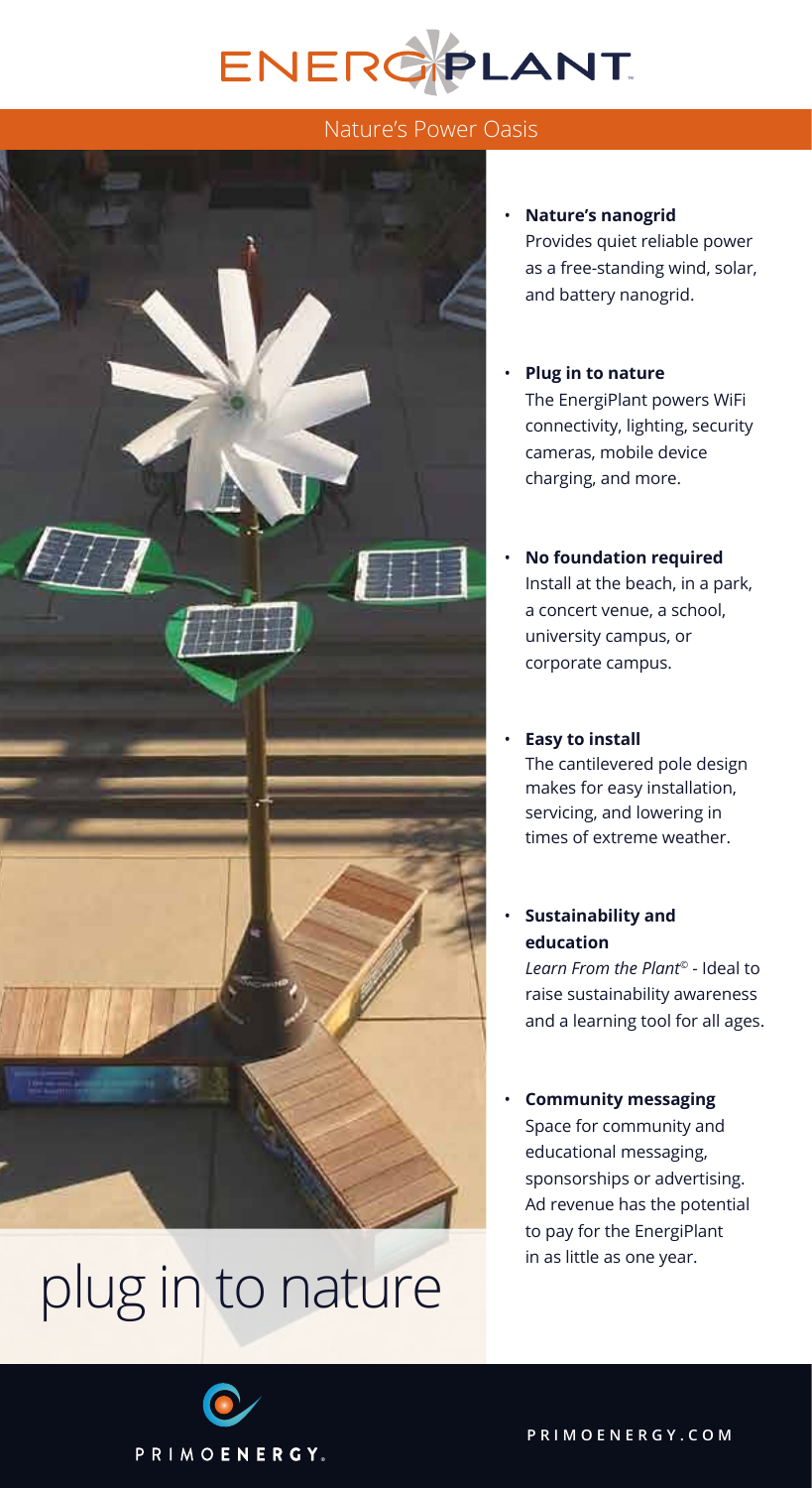# ENERGIPLANT

## Nature's Power Oasis

- **Nature's nanogrid**
  Provides quiet reliable power as a free-standing wind, solar, and battery nanogrid.

- **Plug in to nature**
  The EnergiPlant powers WiFi connectivity, lighting, security cameras, mobile device charging, and more.

- **No foundation required**
  Install at the beach, in a park, a concert venue, a school, university campus, or corporate campus.

- **Easy to install**
  The cantilevered pole design makes for easy installation, servicing, and lowering in times of extreme weather.

- **Sustainability and education**
  *Learn From the Plant*© - Ideal to raise sustainability awareness and a learning tool for all ages.

- **Community messaging**
  Space for community and educational messaging, sponsorships or advertising. Ad revenue has the potential to pay for the EnergiPlant in as little as one year.

# plug in to nature

PRIMOENERGY.

PRIMOENERGY.COM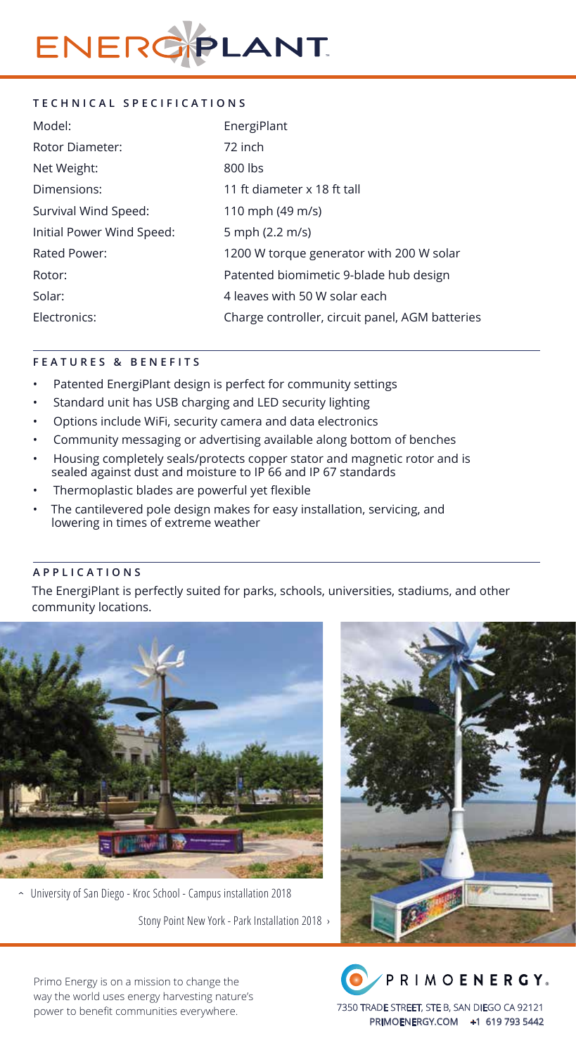# ENERGIPLANT

## TECHNICAL SPECIFICATIONS

| | |
|---|---|
| Model: | EnergiPlant |
| Rotor Diameter: | 72 inch |
| Net Weight: | 800 lbs |
| Dimensions: | 11 ft diameter x 18 ft tall |
| Survival Wind Speed: | 110 mph (49 m/s) |
| Initial Power Wind Speed: | 5 mph (2.2 m/s) |
| Rated Power: | 1200 W torque generator with 200 W solar |
| Rotor: | Patented biomimetic 9-blade hub design |
| Solar: | 4 leaves with 50 W solar each |
| Electronics: | Charge controller, circuit panel, AGM batteries |

## FEATURES & BENEFITS

- Patented EnergiPlant design is perfect for community settings
- Standard unit has USB charging and LED security lighting
- Options include WiFi, security camera and data electronics
- Community messaging or advertising available along bottom of benches
- Housing completely seals/protects copper stator and magnetic rotor and is sealed against dust and moisture to IP 66 and IP 67 standards
- Thermoplastic blades are powerful yet flexible
- The cantilevered pole design makes for easy installation, servicing, and lowering in times of extreme weather

## APPLICATIONS

The EnergiPlant is perfectly suited for parks, schools, universities, stadiums, and other community locations.

University of San Diego - Kroc School - Campus installation 2018

Stony Point New York - Park Installation 2018

Primo Energy is on a mission to change the way the world uses energy harvesting nature's power to benefit communities everywhere.

PRIMOENERGY.

7350 TRADE STREET, STE B, SAN DIEGO CA 92121
PRIMOENERGY.COM +1 619 793 5442